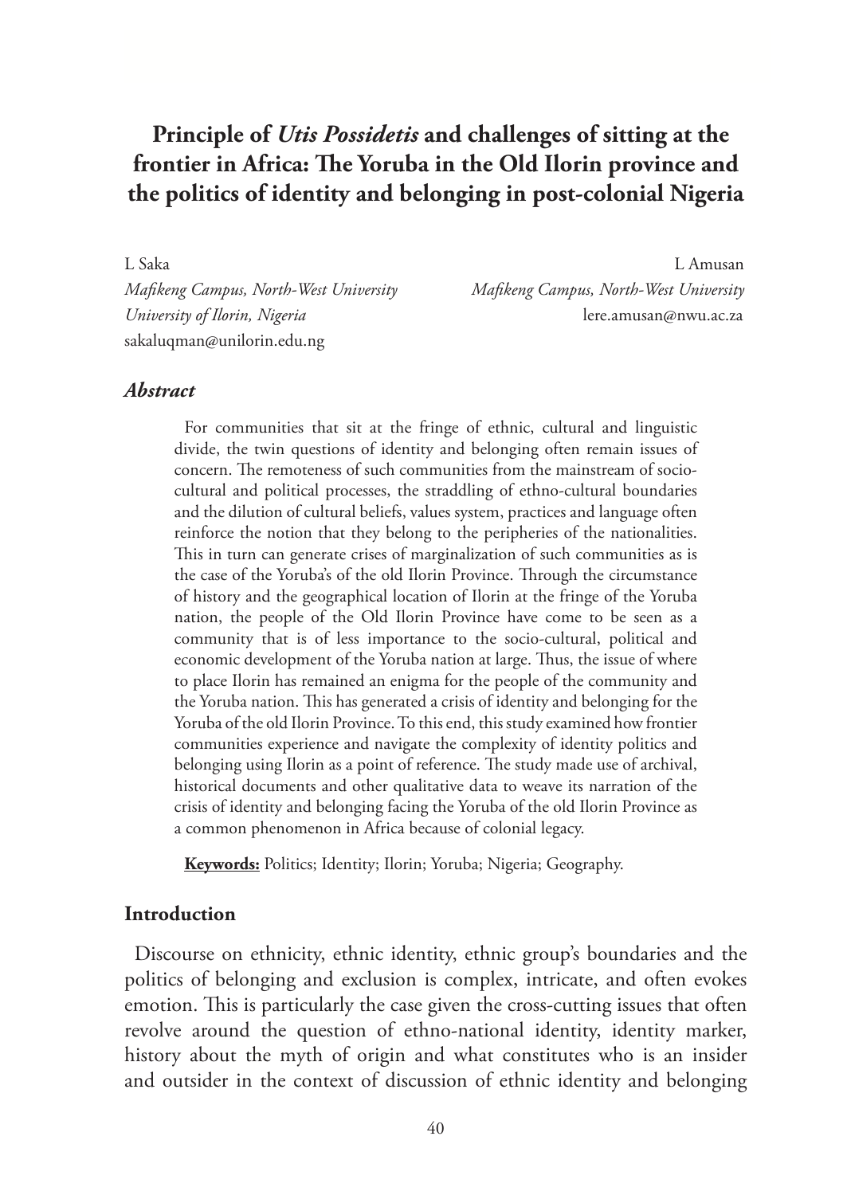# Principle of *Utis Possidetis* and challenges of sitting at the frontier in Africa: The Yoruba in the Old Ilorin province and the politics of identity and belonging in post-colonial Nigeria

L Saka
*Mafikeng Campus, North-West University*
*University of Ilorin, Nigeria*
sakaluqman@unilorin.edu.ng

L Amusan
*Mafikeng Campus, North-West University*
lere.amusan@nwu.ac.za

### *Abstract*

For communities that sit at the fringe of ethnic, cultural and linguistic divide, the twin questions of identity and belonging often remain issues of concern. The remoteness of such communities from the mainstream of socio-cultural and political processes, the straddling of ethno-cultural boundaries and the dilution of cultural beliefs, values system, practices and language often reinforce the notion that they belong to the peripheries of the nationalities. This in turn can generate crises of marginalization of such communities as is the case of the Yoruba's of the old Ilorin Province. Through the circumstance of history and the geographical location of Ilorin at the fringe of the Yoruba nation, the people of the Old Ilorin Province have come to be seen as a community that is of less importance to the socio-cultural, political and economic development of the Yoruba nation at large. Thus, the issue of where to place Ilorin has remained an enigma for the people of the community and the Yoruba nation. This has generated a crisis of identity and belonging for the Yoruba of the old Ilorin Province. To this end, this study examined how frontier communities experience and navigate the complexity of identity politics and belonging using Ilorin as a point of reference. The study made use of archival, historical documents and other qualitative data to weave its narration of the crisis of identity and belonging facing the Yoruba of the old Ilorin Province as a common phenomenon in Africa because of colonial legacy.

**Keywords:** Politics; Identity; Ilorin; Yoruba; Nigeria; Geography.

## Introduction

Discourse on ethnicity, ethnic identity, ethnic group's boundaries and the politics of belonging and exclusion is complex, intricate, and often evokes emotion. This is particularly the case given the cross-cutting issues that often revolve around the question of ethno-national identity, identity marker, history about the myth of origin and what constitutes who is an insider and outsider in the context of discussion of ethnic identity and belonging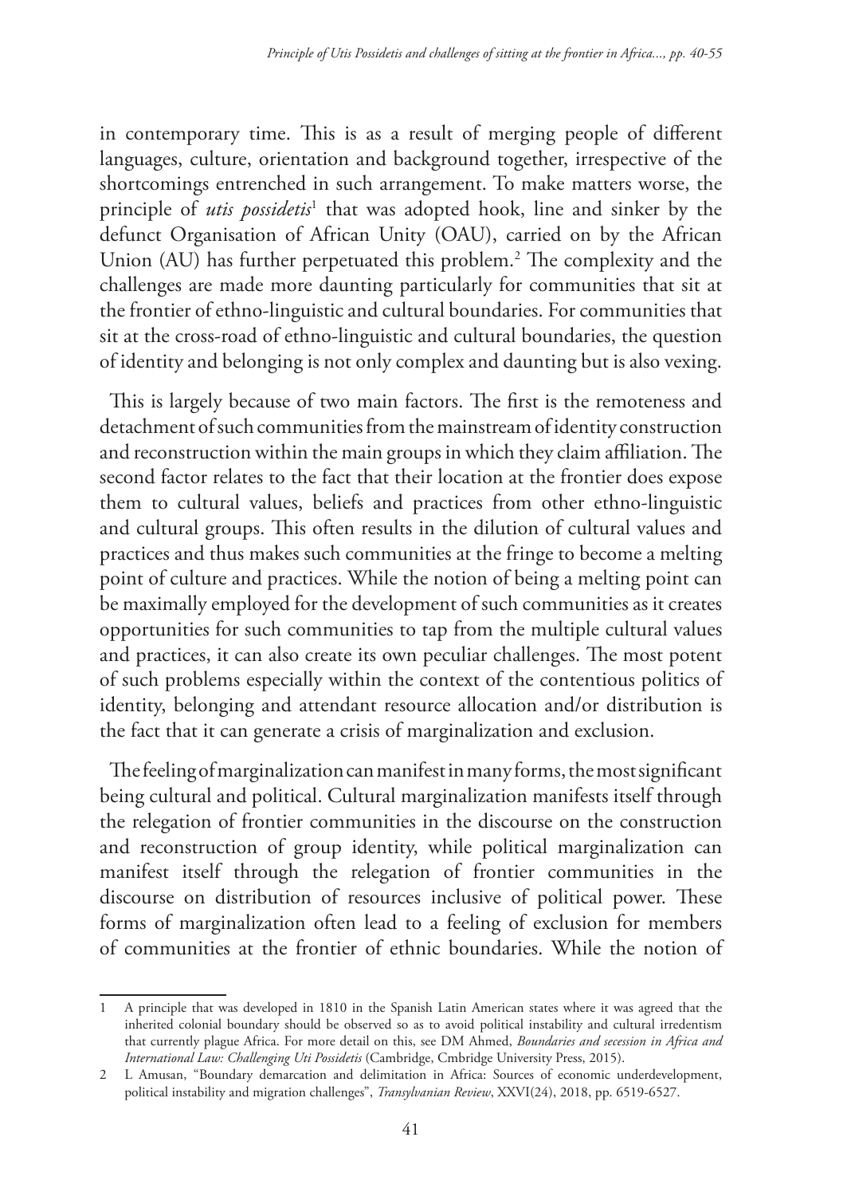in contemporary time. This is as a result of merging people of different languages, culture, orientation and background together, irrespective of the shortcomings entrenched in such arrangement. To make matters worse, the principle of *utis possidetis*[1] that was adopted hook, line and sinker by the defunct Organisation of African Unity (OAU), carried on by the African Union (AU) has further perpetuated this problem.[2] The complexity and the challenges are made more daunting particularly for communities that sit at the frontier of ethno-linguistic and cultural boundaries. For communities that sit at the cross-road of ethno-linguistic and cultural boundaries, the question of identity and belonging is not only complex and daunting but is also vexing.

This is largely because of two main factors. The first is the remoteness and detachment of such communities from the mainstream of identity construction and reconstruction within the main groups in which they claim affiliation. The second factor relates to the fact that their location at the frontier does expose them to cultural values, beliefs and practices from other ethno-linguistic and cultural groups. This often results in the dilution of cultural values and practices and thus makes such communities at the fringe to become a melting point of culture and practices. While the notion of being a melting point can be maximally employed for the development of such communities as it creates opportunities for such communities to tap from the multiple cultural values and practices, it can also create its own peculiar challenges. The most potent of such problems especially within the context of the contentious politics of identity, belonging and attendant resource allocation and/or distribution is the fact that it can generate a crisis of marginalization and exclusion.

The feeling of marginalization can manifest in many forms, the most significant being cultural and political. Cultural marginalization manifests itself through the relegation of frontier communities in the discourse on the construction and reconstruction of group identity, while political marginalization can manifest itself through the relegation of frontier communities in the discourse on distribution of resources inclusive of political power. These forms of marginalization often lead to a feeling of exclusion for members of communities at the frontier of ethnic boundaries. While the notion of

---

1 A principle that was developed in 1810 in the Spanish Latin American states where it was agreed that the inherited colonial boundary should be observed so as to avoid political instability and cultural irredentism that currently plague Africa. For more detail on this, see DM Ahmed, *Boundaries and secession in Africa and International Law: Challenging Uti Possidetis* (Cambridge, Cmbridge University Press, 2015).

2 L Amusan, "Boundary demarcation and delimitation in Africa: Sources of economic underdevelopment, political instability and migration challenges", *Transylvanian Review*, XXVI(24), 2018, pp. 6519-6527.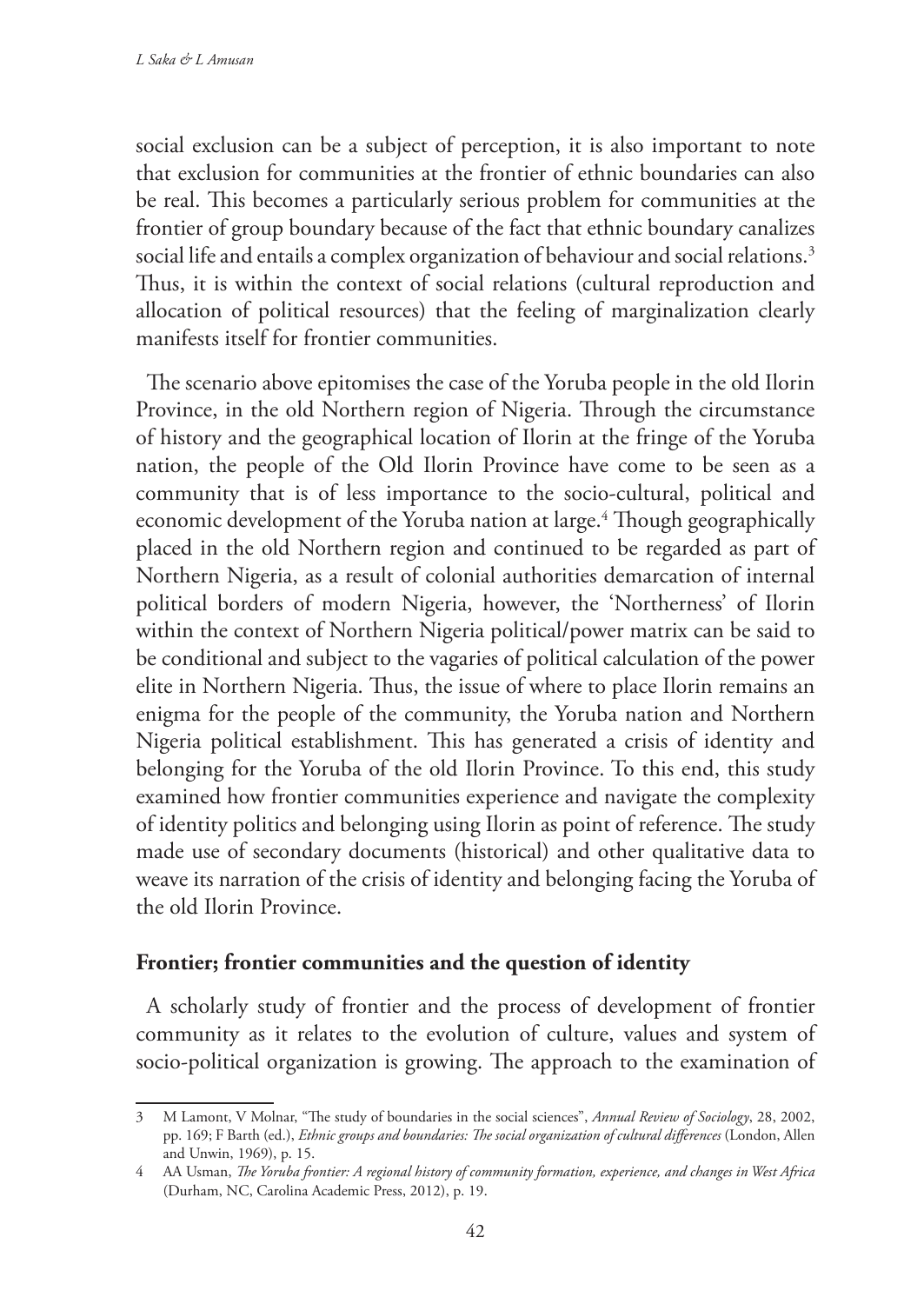social exclusion can be a subject of perception, it is also important to note that exclusion for communities at the frontier of ethnic boundaries can also be real. This becomes a particularly serious problem for communities at the frontier of group boundary because of the fact that ethnic boundary canalizes social life and entails a complex organization of behaviour and social relations.[3] Thus, it is within the context of social relations (cultural reproduction and allocation of political resources) that the feeling of marginalization clearly manifests itself for frontier communities.

The scenario above epitomises the case of the Yoruba people in the old Ilorin Province, in the old Northern region of Nigeria. Through the circumstance of history and the geographical location of Ilorin at the fringe of the Yoruba nation, the people of the Old Ilorin Province have come to be seen as a community that is of less importance to the socio-cultural, political and economic development of the Yoruba nation at large.[4] Though geographically placed in the old Northern region and continued to be regarded as part of Northern Nigeria, as a result of colonial authorities demarcation of internal political borders of modern Nigeria, however, the 'Northerness' of Ilorin within the context of Northern Nigeria political/power matrix can be said to be conditional and subject to the vagaries of political calculation of the power elite in Northern Nigeria. Thus, the issue of where to place Ilorin remains an enigma for the people of the community, the Yoruba nation and Northern Nigeria political establishment. This has generated a crisis of identity and belonging for the Yoruba of the old Ilorin Province. To this end, this study examined how frontier communities experience and navigate the complexity of identity politics and belonging using Ilorin as point of reference. The study made use of secondary documents (historical) and other qualitative data to weave its narration of the crisis of identity and belonging facing the Yoruba of the old Ilorin Province.

## Frontier; frontier communities and the question of identity

A scholarly study of frontier and the process of development of frontier community as it relates to the evolution of culture, values and system of socio-political organization is growing. The approach to the examination of

---

3 M Lamont, V Molnar, "The study of boundaries in the social sciences", *Annual Review of Sociology*, 28, 2002, pp. 169; F Barth (ed.), *Ethnic groups and boundaries: The social organization of cultural differences* (London, Allen and Unwin, 1969), p. 15.

4 AA Usman, *The Yoruba frontier: A regional history of community formation, experience, and changes in West Africa* (Durham, NC, Carolina Academic Press, 2012), p. 19.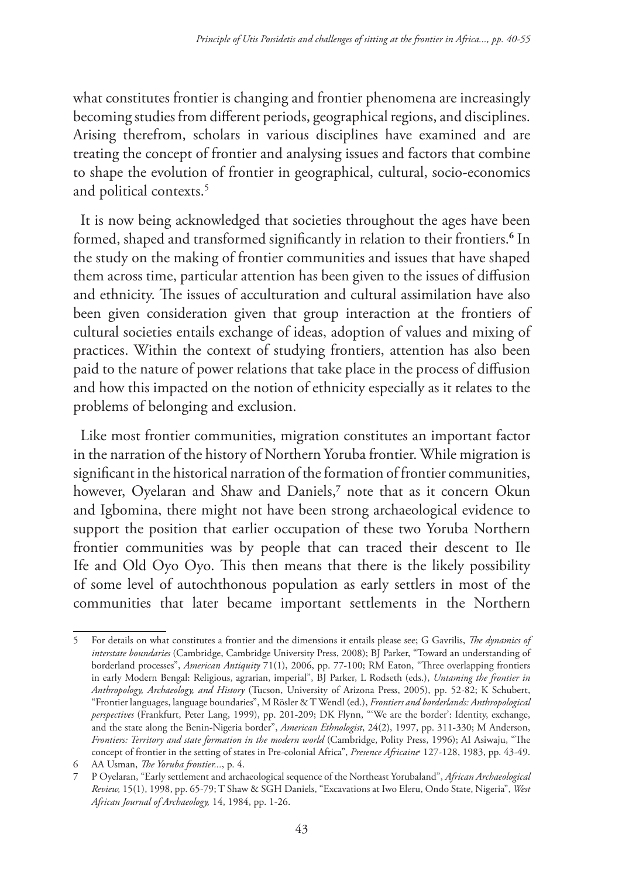what constitutes frontier is changing and frontier phenomena are increasingly becoming studies from different periods, geographical regions, and disciplines. Arising therefrom, scholars in various disciplines have examined and are treating the concept of frontier and analysing issues and factors that combine to shape the evolution of frontier in geographical, cultural, socio-economics and political contexts.[5]

It is now being acknowledged that societies throughout the ages have been formed, shaped and transformed significantly in relation to their frontiers.[6] In the study on the making of frontier communities and issues that have shaped them across time, particular attention has been given to the issues of diffusion and ethnicity. The issues of acculturation and cultural assimilation have also been given consideration given that group interaction at the frontiers of cultural societies entails exchange of ideas, adoption of values and mixing of practices. Within the context of studying frontiers, attention has also been paid to the nature of power relations that take place in the process of diffusion and how this impacted on the notion of ethnicity especially as it relates to the problems of belonging and exclusion.

Like most frontier communities, migration constitutes an important factor in the narration of the history of Northern Yoruba frontier. While migration is significant in the historical narration of the formation of frontier communities, however, Oyelaran and Shaw and Daniels,[7] note that as it concern Okun and Igbomina, there might not have been strong archaeological evidence to support the position that earlier occupation of these two Yoruba Northern frontier communities was by people that can traced their descent to Ile Ife and Old Oyo Oyo. This then means that there is the likely possibility of some level of autochthonous population as early settlers in most of the communities that later became important settlements in the Northern

---

5 For details on what constitutes a frontier and the dimensions it entails please see; G Gavrilis, *The dynamics of interstate boundaries* (Cambridge, Cambridge University Press, 2008); BJ Parker, "Toward an understanding of borderland processes", *American Antiquity* 71(1), 2006, pp. 77-100; RM Eaton, "Three overlapping frontiers in early Modern Bengal: Religious, agrarian, imperial", BJ Parker, L Rodseth (eds.), *Untaming the frontier in Anthropology, Archaeology, and History* (Tucson, University of Arizona Press, 2005), pp. 52-82; K Schubert, "Frontier languages, language boundaries", M Rösler & T Wendl (ed.), *Frontiers and borderlands: Anthropological perspectives* (Frankfurt, Peter Lang, 1999), pp. 201-209; DK Flynn, "'We are the border': Identity, exchange, and the state along the Benin-Nigeria border", *American Ethnologist*, 24(2), 1997, pp. 311-330; M Anderson, *Frontiers: Territory and state formation in the modern world* (Cambridge, Polity Press, 1996); AI Asiwaju, "The concept of frontier in the setting of states in Pre-colonial Africa", *Presence Africaine* 127-128, 1983, pp. 43-49.

6 AA Usman, *The Yoruba frontier...*, p. 4.

7 P Oyelaran, "Early settlement and archaeological sequence of the Northeast Yorubaland", *African Archaeological Review,* 15(1), 1998, pp. 65-79; T Shaw & SGH Daniels, "Excavations at Iwo Eleru, Ondo State, Nigeria", *West African Journal of Archaeology,* 14, 1984, pp. 1-26.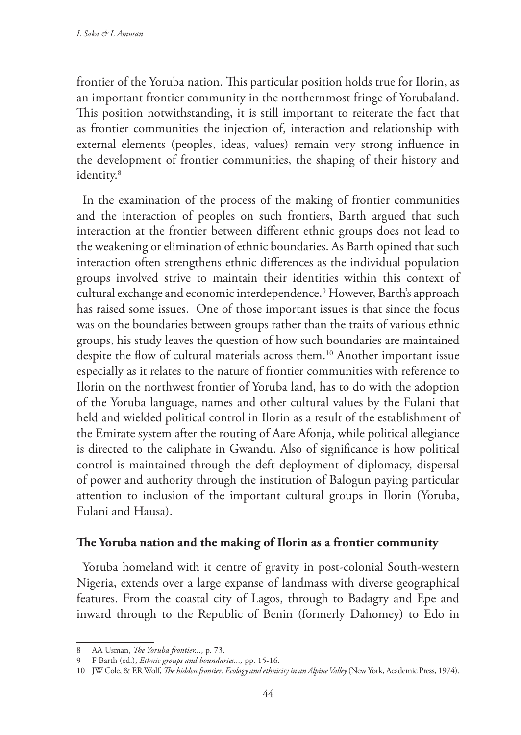frontier of the Yoruba nation. This particular position holds true for Ilorin, as an important frontier community in the northernmost fringe of Yorubaland. This position notwithstanding, it is still important to reiterate the fact that as frontier communities the injection of, interaction and relationship with external elements (peoples, ideas, values) remain very strong influence in the development of frontier communities, the shaping of their history and identity.[8]

In the examination of the process of the making of frontier communities and the interaction of peoples on such frontiers, Barth argued that such interaction at the frontier between different ethnic groups does not lead to the weakening or elimination of ethnic boundaries. As Barth opined that such interaction often strengthens ethnic differences as the individual population groups involved strive to maintain their identities within this context of cultural exchange and economic interdependence.[9] However, Barth's approach has raised some issues. One of those important issues is that since the focus was on the boundaries between groups rather than the traits of various ethnic groups, his study leaves the question of how such boundaries are maintained despite the flow of cultural materials across them.[10] Another important issue especially as it relates to the nature of frontier communities with reference to Ilorin on the northwest frontier of Yoruba land, has to do with the adoption of the Yoruba language, names and other cultural values by the Fulani that held and wielded political control in Ilorin as a result of the establishment of the Emirate system after the routing of Aare Afonja, while political allegiance is directed to the caliphate in Gwandu. Also of significance is how political control is maintained through the deft deployment of diplomacy, dispersal of power and authority through the institution of Balogun paying particular attention to inclusion of the important cultural groups in Ilorin (Yoruba, Fulani and Hausa).

## The Yoruba nation and the making of Ilorin as a frontier community

Yoruba homeland with it centre of gravity in post-colonial South-western Nigeria, extends over a large expanse of landmass with diverse geographical features. From the coastal city of Lagos, through to Badagry and Epe and inward through to the Republic of Benin (formerly Dahomey) to Edo in

---

8 AA Usman, *The Yoruba frontier...*, p. 73.

9 F Barth (ed.), *Ethnic groups and boundaries...,* pp. 15-16.

10 JW Cole, & ER Wolf, *The hidden frontier: Ecology and ethnicity in an Alpine Valley* (New York, Academic Press, 1974).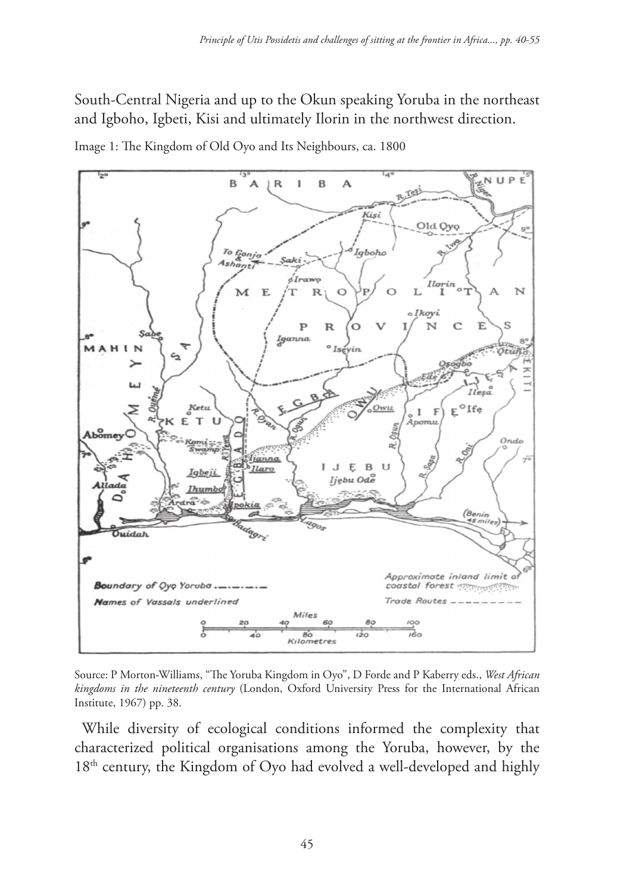South-Central Nigeria and up to the Okun speaking Yoruba in the northeast and Igboho, Igbeti, Kisi and ultimately Ilorin in the northwest direction.

Image 1: The Kingdom of Old Oyo and Its Neighbours, ca. 1800

Source: P Morton-Williams, "The Yoruba Kingdom in Oyo", D Forde and P Kaberry eds., *West African kingdoms in the nineteenth century* (London, Oxford University Press for the International African Institute, 1967) pp. 38.

While diversity of ecological conditions informed the complexity that characterized political organisations among the Yoruba, however, by the 18th century, the Kingdom of Oyo had evolved a well-developed and highly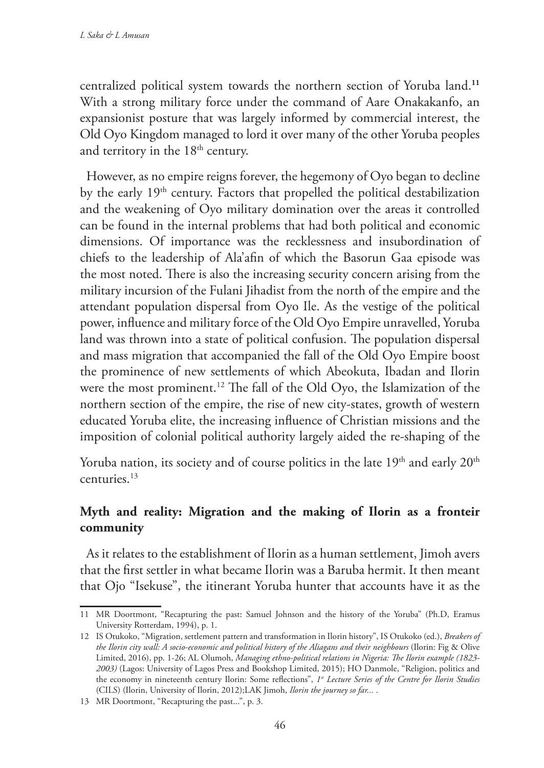centralized political system towards the northern section of Yoruba land.[11] With a strong military force under the command of Aare Onakakanfo, an expansionist posture that was largely informed by commercial interest, the Old Oyo Kingdom managed to lord it over many of the other Yoruba peoples and territory in the 18th century.

However, as no empire reigns forever, the hegemony of Oyo began to decline by the early 19th century. Factors that propelled the political destabilization and the weakening of Oyo military domination over the areas it controlled can be found in the internal problems that had both political and economic dimensions. Of importance was the recklessness and insubordination of chiefs to the leadership of Ala'afin of which the Basorun Gaa episode was the most noted. There is also the increasing security concern arising from the military incursion of the Fulani Jihadist from the north of the empire and the attendant population dispersal from Oyo Ile. As the vestige of the political power, influence and military force of the Old Oyo Empire unravelled, Yoruba land was thrown into a state of political confusion. The population dispersal and mass migration that accompanied the fall of the Old Oyo Empire boost the prominence of new settlements of which Abeokuta, Ibadan and Ilorin were the most prominent.[12] The fall of the Old Oyo, the Islamization of the northern section of the empire, the rise of new city-states, growth of western educated Yoruba elite, the increasing influence of Christian missions and the imposition of colonial political authority largely aided the re-shaping of the Yoruba nation, its society and of course politics in the late 19th and early 20th centuries.[13]

## Myth and reality: Migration and the making of Ilorin as a fronteir community

As it relates to the establishment of Ilorin as a human settlement, Jimoh avers that the first settler in what became Ilorin was a Baruba hermit. It then meant that Ojo "Isekuse", the itinerant Yoruba hunter that accounts have it as the

---

11 MR Doortmont, "Recapturing the past: Samuel Johnson and the history of the Yoruba" (Ph.D, Eramus University Rotterdam, 1994), p. 1.

12 IS Otukoko, "Migration, settlement pattern and transformation in Ilorin history", IS Otukoko (ed.), *Breakers of the Ilorin city wall: A socio-economic and political history of the Aliagans and their neighbours* (Ilorin: Fig & Olive Limited, 2016), pp. 1-26; AL Olumoh, *Managing ethno-political relations in Nigeria: The Ilorin example (1823-2003)* (Lagos: University of Lagos Press and Bookshop Limited, 2015); HO Danmole, "Religion, politics and the economy in nineteenth century Ilorin: Some reflections", *1st Lecture Series of the Centre for Ilorin Studies* (CILS) (Ilorin, University of Ilorin, 2012);LAK Jimoh, *Ilorin the journey so far...* .

13 MR Doortmont, "Recapturing the past...", p. 3.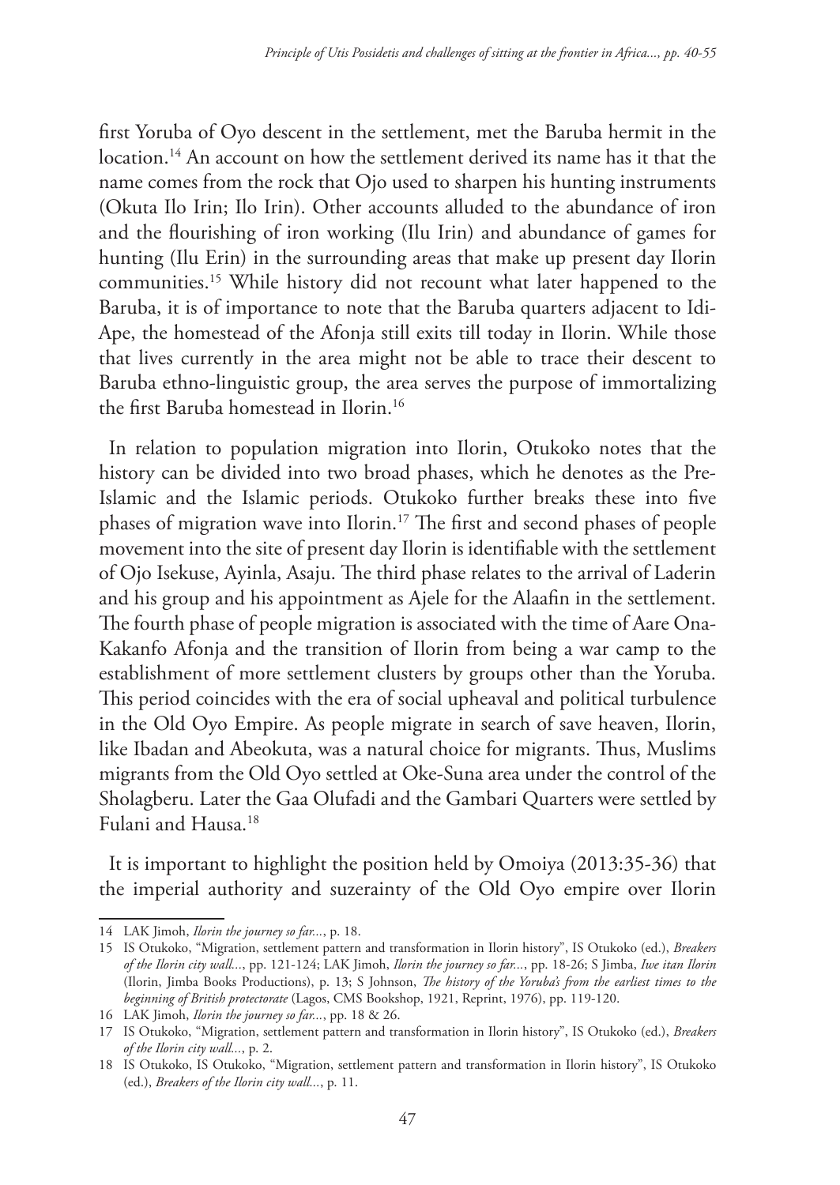first Yoruba of Oyo descent in the settlement, met the Baruba hermit in the location.[14] An account on how the settlement derived its name has it that the name comes from the rock that Ojo used to sharpen his hunting instruments (Okuta Ilo Irin; Ilo Irin). Other accounts alluded to the abundance of iron and the flourishing of iron working (Ilu Irin) and abundance of games for hunting (Ilu Erin) in the surrounding areas that make up present day Ilorin communities.[15] While history did not recount what later happened to the Baruba, it is of importance to note that the Baruba quarters adjacent to Idi-Ape, the homestead of the Afonja still exits till today in Ilorin. While those that lives currently in the area might not be able to trace their descent to Baruba ethno-linguistic group, the area serves the purpose of immortalizing the first Baruba homestead in Ilorin.[16]

In relation to population migration into Ilorin, Otukoko notes that the history can be divided into two broad phases, which he denotes as the Pre-Islamic and the Islamic periods. Otukoko further breaks these into five phases of migration wave into Ilorin.[17] The first and second phases of people movement into the site of present day Ilorin is identifiable with the settlement of Ojo Isekuse, Ayinla, Asaju. The third phase relates to the arrival of Laderin and his group and his appointment as Ajele for the Alaafin in the settlement. The fourth phase of people migration is associated with the time of Aare Ona-Kakanfo Afonja and the transition of Ilorin from being a war camp to the establishment of more settlement clusters by groups other than the Yoruba. This period coincides with the era of social upheaval and political turbulence in the Old Oyo Empire. As people migrate in search of save heaven, Ilorin, like Ibadan and Abeokuta, was a natural choice for migrants. Thus, Muslims migrants from the Old Oyo settled at Oke-Suna area under the control of the Sholagberu. Later the Gaa Olufadi and the Gambari Quarters were settled by Fulani and Hausa.[18]

It is important to highlight the position held by Omoiya (2013:35-36) that the imperial authority and suzerainty of the Old Oyo empire over Ilorin

---

14 LAK Jimoh, *Ilorin the journey so far...*, p. 18.

15 IS Otukoko, "Migration, settlement pattern and transformation in Ilorin history", IS Otukoko (ed.), *Breakers of the Ilorin city wall...*, pp. 121-124; LAK Jimoh, *Ilorin the journey so far...*, pp. 18-26; S Jimba, *Iwe itan Ilorin* (Ilorin, Jimba Books Productions), p. 13; S Johnson, *The history of the Yoruba's from the earliest times to the beginning of British protectorate* (Lagos, CMS Bookshop, 1921, Reprint, 1976), pp. 119-120.

16 LAK Jimoh, *Ilorin the journey so far...*, pp. 18 & 26.

17 IS Otukoko, "Migration, settlement pattern and transformation in Ilorin history", IS Otukoko (ed.), *Breakers of the Ilorin city wall...*, p. 2.

18 IS Otukoko, IS Otukoko, "Migration, settlement pattern and transformation in Ilorin history", IS Otukoko (ed.), *Breakers of the Ilorin city wall...*, p. 11.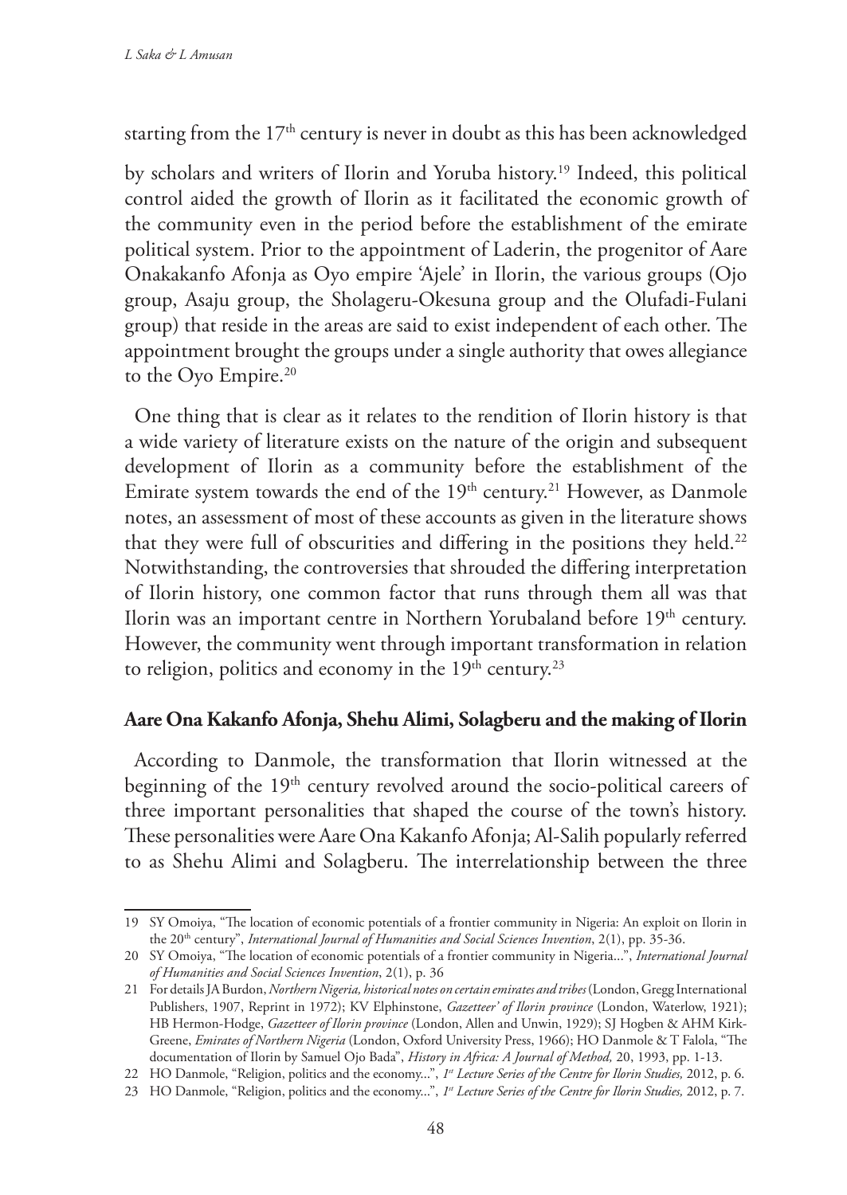starting from the 17th century is never in doubt as this has been acknowledged by scholars and writers of Ilorin and Yoruba history.[19] Indeed, this political control aided the growth of Ilorin as it facilitated the economic growth of the community even in the period before the establishment of the emirate political system. Prior to the appointment of Laderin, the progenitor of Aare Onakakanfo Afonja as Oyo empire 'Ajele' in Ilorin, the various groups (Ojo group, Asaju group, the Sholageru-Okesuna group and the Olufadi-Fulani group) that reside in the areas are said to exist independent of each other. The appointment brought the groups under a single authority that owes allegiance to the Oyo Empire.[20]

One thing that is clear as it relates to the rendition of Ilorin history is that a wide variety of literature exists on the nature of the origin and subsequent development of Ilorin as a community before the establishment of the Emirate system towards the end of the 19th century.[21] However, as Danmole notes, an assessment of most of these accounts as given in the literature shows that they were full of obscurities and differing in the positions they held.[22] Notwithstanding, the controversies that shrouded the differing interpretation of Ilorin history, one common factor that runs through them all was that Ilorin was an important centre in Northern Yorubaland before 19th century. However, the community went through important transformation in relation to religion, politics and economy in the 19th century.[23]

## Aare Ona Kakanfo Afonja, Shehu Alimi, Solagberu and the making of Ilorin

According to Danmole, the transformation that Ilorin witnessed at the beginning of the 19th century revolved around the socio-political careers of three important personalities that shaped the course of the town's history. These personalities were Aare Ona Kakanfo Afonja; Al-Salih popularly referred to as Shehu Alimi and Solagberu. The interrelationship between the three

---

19 SY Omoiya, "The location of economic potentials of a frontier community in Nigeria: An exploit on Ilorin in the 20th century", *International Journal of Humanities and Social Sciences Invention*, 2(1), pp. 35-36.

20 SY Omoiya, "The location of economic potentials of a frontier community in Nigeria...", *International Journal of Humanities and Social Sciences Invention*, 2(1), p. 36

21 For details JA Burdon, *Northern Nigeria, historical notes on certain emirates and tribes* (London, Gregg International Publishers, 1907, Reprint in 1972); KV Elphinstone, *Gazetteer' of Ilorin province* (London, Waterlow, 1921); HB Hermon-Hodge, *Gazetteer of Ilorin province* (London, Allen and Unwin, 1929); SJ Hogben & AHM Kirk-Greene, *Emirates of Northern Nigeria* (London, Oxford University Press, 1966); HO Danmole & T Falola, "The documentation of Ilorin by Samuel Ojo Bada", *History in Africa: A Journal of Method,* 20, 1993, pp. 1-13.

22 HO Danmole, "Religion, politics and the economy...", *1st Lecture Series of the Centre for Ilorin Studies,* 2012, p. 6.

23 HO Danmole, "Religion, politics and the economy...", *1st Lecture Series of the Centre for Ilorin Studies,* 2012, p. 7.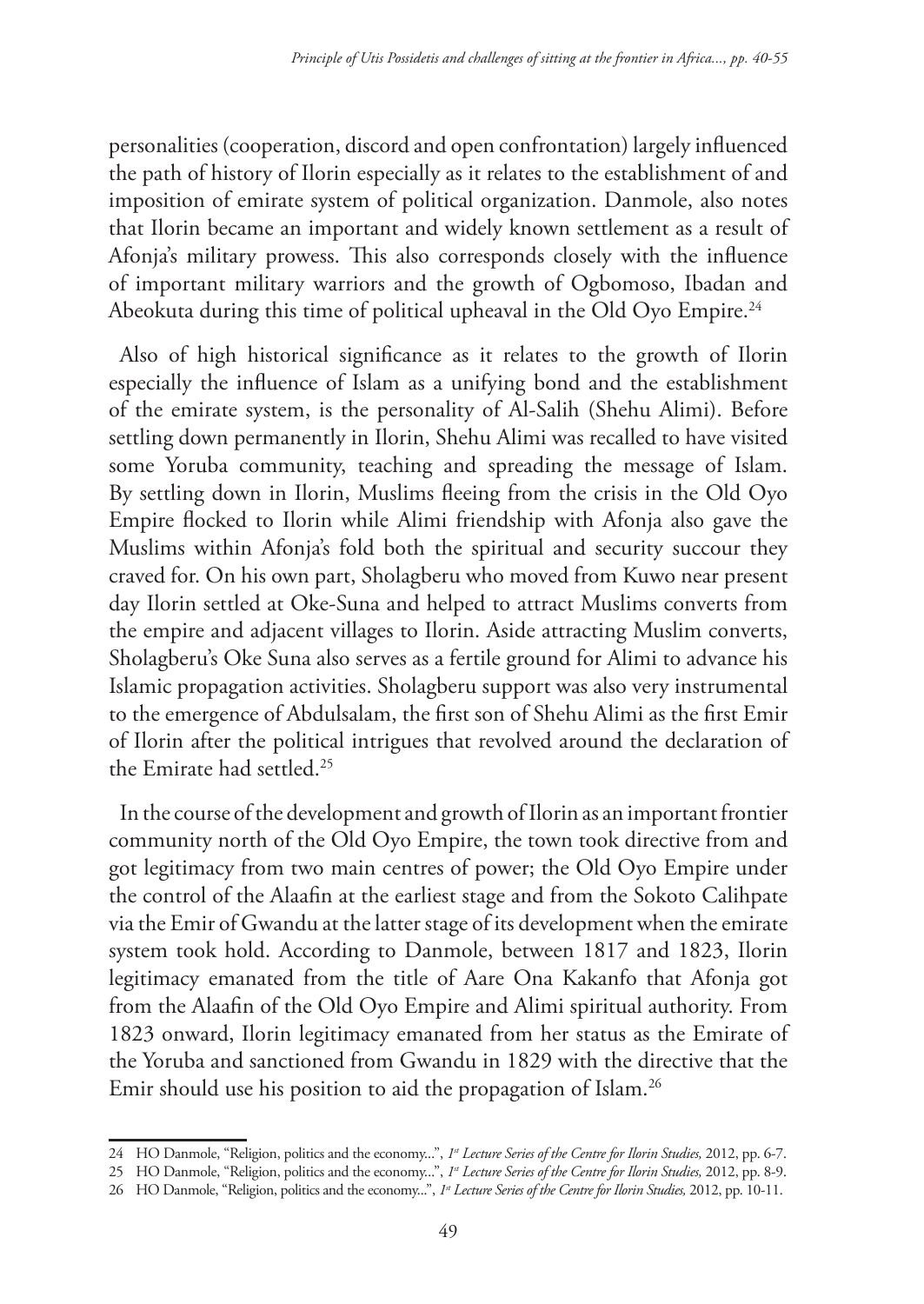personalities (cooperation, discord and open confrontation) largely influenced the path of history of Ilorin especially as it relates to the establishment of and imposition of emirate system of political organization. Danmole, also notes that Ilorin became an important and widely known settlement as a result of Afonja's military prowess. This also corresponds closely with the influence of important military warriors and the growth of Ogbomoso, Ibadan and Abeokuta during this time of political upheaval in the Old Oyo Empire.[24]

Also of high historical significance as it relates to the growth of Ilorin especially the influence of Islam as a unifying bond and the establishment of the emirate system, is the personality of Al-Salih (Shehu Alimi). Before settling down permanently in Ilorin, Shehu Alimi was recalled to have visited some Yoruba community, teaching and spreading the message of Islam. By settling down in Ilorin, Muslims fleeing from the crisis in the Old Oyo Empire flocked to Ilorin while Alimi friendship with Afonja also gave the Muslims within Afonja's fold both the spiritual and security succour they craved for. On his own part, Sholagberu who moved from Kuwo near present day Ilorin settled at Oke-Suna and helped to attract Muslims converts from the empire and adjacent villages to Ilorin. Aside attracting Muslim converts, Sholagberu's Oke Suna also serves as a fertile ground for Alimi to advance his Islamic propagation activities. Sholagberu support was also very instrumental to the emergence of Abdulsalam, the first son of Shehu Alimi as the first Emir of Ilorin after the political intrigues that revolved around the declaration of the Emirate had settled.[25]

In the course of the development and growth of Ilorin as an important frontier community north of the Old Oyo Empire, the town took directive from and got legitimacy from two main centres of power; the Old Oyo Empire under the control of the Alaafin at the earliest stage and from the Sokoto Calihpate via the Emir of Gwandu at the latter stage of its development when the emirate system took hold. According to Danmole, between 1817 and 1823, Ilorin legitimacy emanated from the title of Aare Ona Kakanfo that Afonja got from the Alaafin of the Old Oyo Empire and Alimi spiritual authority. From 1823 onward, Ilorin legitimacy emanated from her status as the Emirate of the Yoruba and sanctioned from Gwandu in 1829 with the directive that the Emir should use his position to aid the propagation of Islam.[26]

---

24 HO Danmole, "Religion, politics and the economy...", *1st Lecture Series of the Centre for Ilorin Studies,* 2012, pp. 6-7.

25 HO Danmole, "Religion, politics and the economy...", *1st Lecture Series of the Centre for Ilorin Studies,* 2012, pp. 8-9.

26 HO Danmole, "Religion, politics and the economy...", *1st Lecture Series of the Centre for Ilorin Studies,* 2012, pp. 10-11.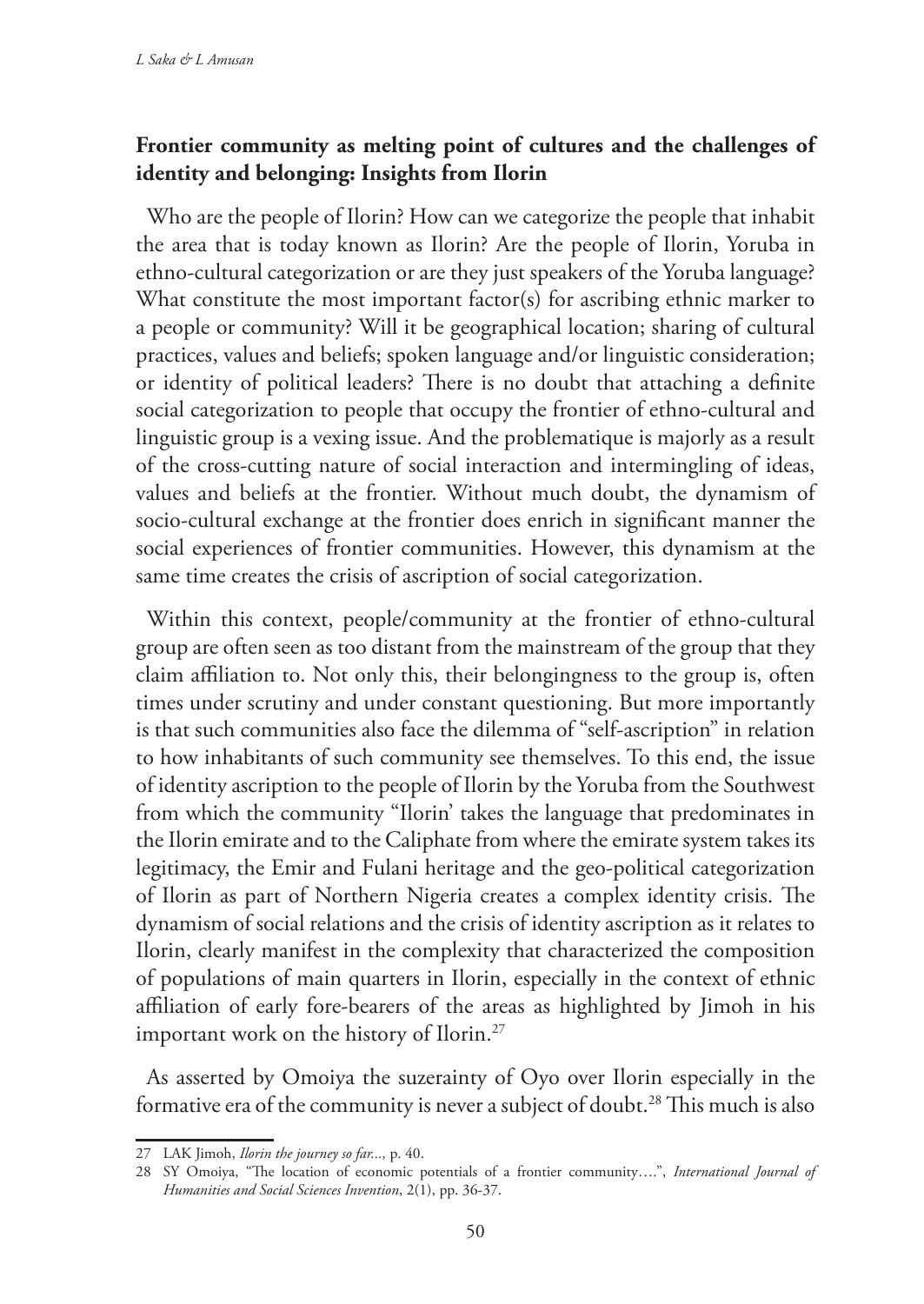## Frontier community as melting point of cultures and the challenges of identity and belonging: Insights from Ilorin

Who are the people of Ilorin? How can we categorize the people that inhabit the area that is today known as Ilorin? Are the people of Ilorin, Yoruba in ethno-cultural categorization or are they just speakers of the Yoruba language? What constitute the most important factor(s) for ascribing ethnic marker to a people or community? Will it be geographical location; sharing of cultural practices, values and beliefs; spoken language and/or linguistic consideration; or identity of political leaders? There is no doubt that attaching a definite social categorization to people that occupy the frontier of ethno-cultural and linguistic group is a vexing issue. And the problematique is majorly as a result of the cross-cutting nature of social interaction and intermingling of ideas, values and beliefs at the frontier. Without much doubt, the dynamism of socio-cultural exchange at the frontier does enrich in significant manner the social experiences of frontier communities. However, this dynamism at the same time creates the crisis of ascription of social categorization.

Within this context, people/community at the frontier of ethno-cultural group are often seen as too distant from the mainstream of the group that they claim affiliation to. Not only this, their belongingness to the group is, often times under scrutiny and under constant questioning. But more importantly is that such communities also face the dilemma of "self-ascription" in relation to how inhabitants of such community see themselves. To this end, the issue of identity ascription to the people of Ilorin by the Yoruba from the Southwest from which the community "Ilorin' takes the language that predominates in the Ilorin emirate and to the Caliphate from where the emirate system takes its legitimacy, the Emir and Fulani heritage and the geo-political categorization of Ilorin as part of Northern Nigeria creates a complex identity crisis. The dynamism of social relations and the crisis of identity ascription as it relates to Ilorin, clearly manifest in the complexity that characterized the composition of populations of main quarters in Ilorin, especially in the context of ethnic affiliation of early fore-bearers of the areas as highlighted by Jimoh in his important work on the history of Ilorin.[27]

As asserted by Omoiya the suzerainty of Oyo over Ilorin especially in the formative era of the community is never a subject of doubt.[28] This much is also

27 LAK Jimoh, *Ilorin the journey so far...,* p. 40.

28 SY Omoiya, "The location of economic potentials of a frontier community….", *International Journal of Humanities and Social Sciences Invention*, 2(1), pp. 36-37.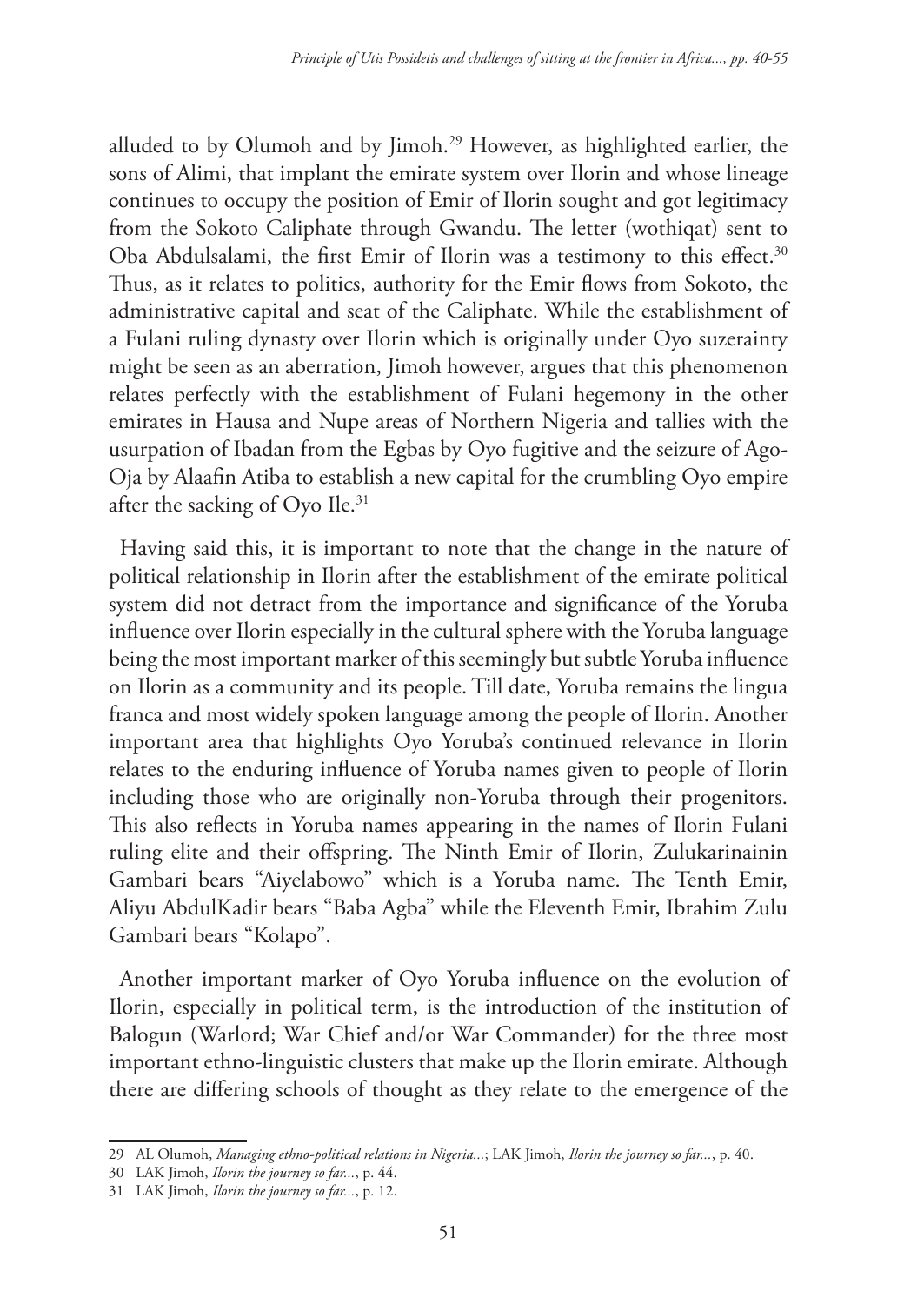alluded to by Olumoh and by Jimoh.[29] However, as highlighted earlier, the sons of Alimi, that implant the emirate system over Ilorin and whose lineage continues to occupy the position of Emir of Ilorin sought and got legitimacy from the Sokoto Caliphate through Gwandu. The letter (wothiqat) sent to Oba Abdulsalami, the first Emir of Ilorin was a testimony to this effect.[30] Thus, as it relates to politics, authority for the Emir flows from Sokoto, the administrative capital and seat of the Caliphate. While the establishment of a Fulani ruling dynasty over Ilorin which is originally under Oyo suzerainty might be seen as an aberration, Jimoh however, argues that this phenomenon relates perfectly with the establishment of Fulani hegemony in the other emirates in Hausa and Nupe areas of Northern Nigeria and tallies with the usurpation of Ibadan from the Egbas by Oyo fugitive and the seizure of Ago-Oja by Alaafin Atiba to establish a new capital for the crumbling Oyo empire after the sacking of Oyo Ile.[31]

Having said this, it is important to note that the change in the nature of political relationship in Ilorin after the establishment of the emirate political system did not detract from the importance and significance of the Yoruba influence over Ilorin especially in the cultural sphere with the Yoruba language being the most important marker of this seemingly but subtle Yoruba influence on Ilorin as a community and its people. Till date, Yoruba remains the lingua franca and most widely spoken language among the people of Ilorin. Another important area that highlights Oyo Yoruba's continued relevance in Ilorin relates to the enduring influence of Yoruba names given to people of Ilorin including those who are originally non-Yoruba through their progenitors. This also reflects in Yoruba names appearing in the names of Ilorin Fulani ruling elite and their offspring. The Ninth Emir of Ilorin, Zulukarinainin Gambari bears "Aiyelabowo" which is a Yoruba name. The Tenth Emir, Aliyu AbdulKadir bears "Baba Agba" while the Eleventh Emir, Ibrahim Zulu Gambari bears "Kolapo".

Another important marker of Oyo Yoruba influence on the evolution of Ilorin, especially in political term, is the introduction of the institution of Balogun (Warlord; War Chief and/or War Commander) for the three most important ethno-linguistic clusters that make up the Ilorin emirate. Although there are differing schools of thought as they relate to the emergence of the

---

29 AL Olumoh, *Managing ethno-political relations in Nigeria...*; LAK Jimoh, *Ilorin the journey so far...*, p. 40.

30 LAK Jimoh, *Ilorin the journey so far...*, p. 44.

31 LAK Jimoh, *Ilorin the journey so far...*, p. 12.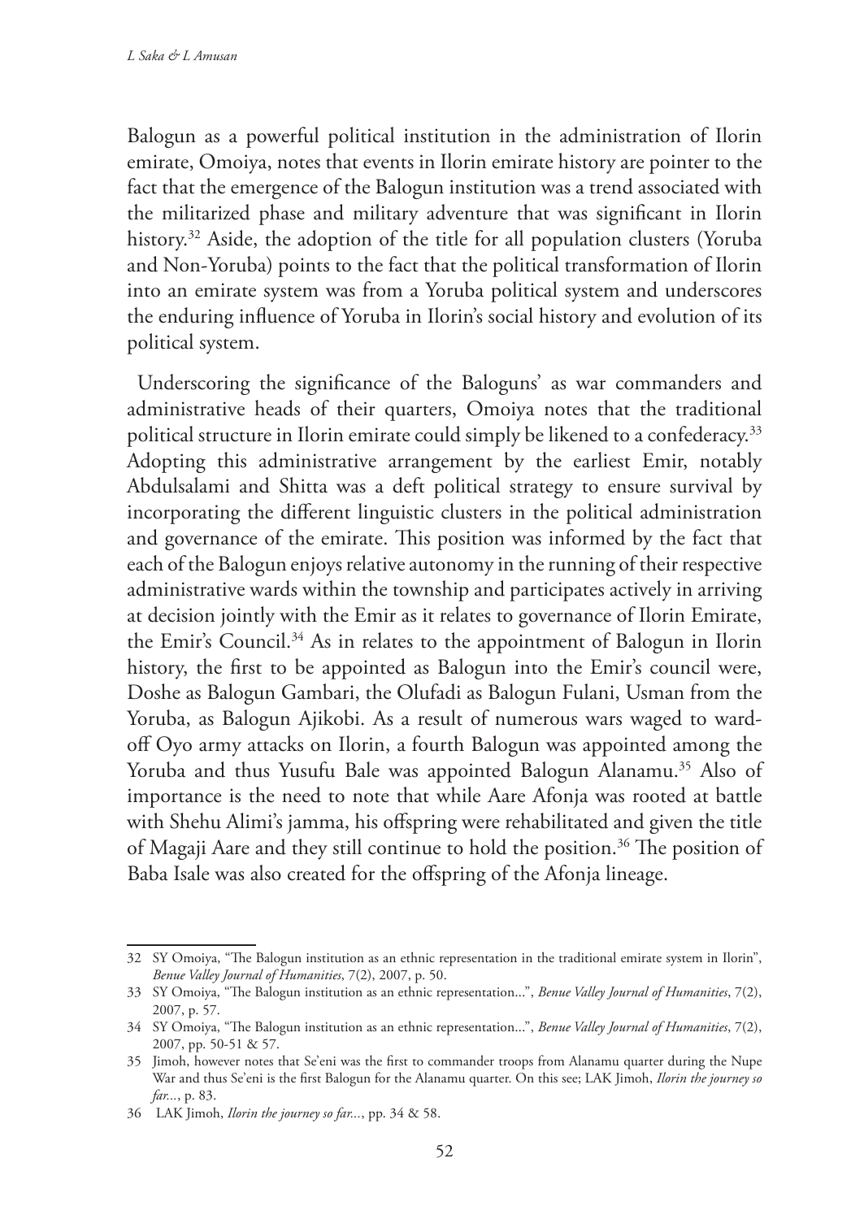Balogun as a powerful political institution in the administration of Ilorin emirate, Omoiya, notes that events in Ilorin emirate history are pointer to the fact that the emergence of the Balogun institution was a trend associated with the militarized phase and military adventure that was significant in Ilorin history.[32] Aside, the adoption of the title for all population clusters (Yoruba and Non-Yoruba) points to the fact that the political transformation of Ilorin into an emirate system was from a Yoruba political system and underscores the enduring influence of Yoruba in Ilorin's social history and evolution of its political system.

Underscoring the significance of the Baloguns' as war commanders and administrative heads of their quarters, Omoiya notes that the traditional political structure in Ilorin emirate could simply be likened to a confederacy.[33] Adopting this administrative arrangement by the earliest Emir, notably Abdulsalami and Shitta was a deft political strategy to ensure survival by incorporating the different linguistic clusters in the political administration and governance of the emirate. This position was informed by the fact that each of the Balogun enjoys relative autonomy in the running of their respective administrative wards within the township and participates actively in arriving at decision jointly with the Emir as it relates to governance of Ilorin Emirate, the Emir's Council.[34] As in relates to the appointment of Balogun in Ilorin history, the first to be appointed as Balogun into the Emir's council were, Doshe as Balogun Gambari, the Olufadi as Balogun Fulani, Usman from the Yoruba, as Balogun Ajikobi. As a result of numerous wars waged to ward-off Oyo army attacks on Ilorin, a fourth Balogun was appointed among the Yoruba and thus Yusufu Bale was appointed Balogun Alanamu.[35] Also of importance is the need to note that while Aare Afonja was rooted at battle with Shehu Alimi's jamma, his offspring were rehabilitated and given the title of Magaji Aare and they still continue to hold the position.[36] The position of Baba Isale was also created for the offspring of the Afonja lineage.

---

32 SY Omoiya, "The Balogun institution as an ethnic representation in the traditional emirate system in Ilorin", *Benue Valley Journal of Humanities*, 7(2), 2007, p. 50.

33 SY Omoiya, "The Balogun institution as an ethnic representation...", *Benue Valley Journal of Humanities*, 7(2), 2007, p. 57.

34 SY Omoiya, "The Balogun institution as an ethnic representation...", *Benue Valley Journal of Humanities*, 7(2), 2007, pp. 50-51 & 57.

35 Jimoh, however notes that Se'eni was the first to commander troops from Alanamu quarter during the Nupe War and thus Se'eni is the first Balogun for the Alanamu quarter. On this see; LAK Jimoh, *Ilorin the journey so far...*, p. 83.

36 LAK Jimoh, *Ilorin the journey so far...*, pp. 34 & 58.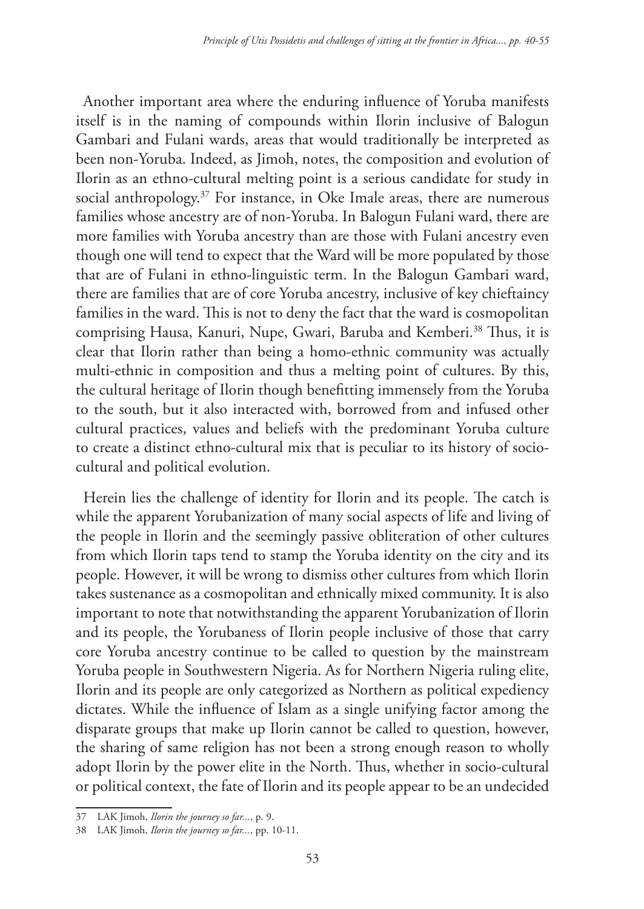Another important area where the enduring influence of Yoruba manifests itself is in the naming of compounds within Ilorin inclusive of Balogun Gambari and Fulani wards, areas that would traditionally be interpreted as been non-Yoruba. Indeed, as Jimoh, notes, the composition and evolution of Ilorin as an ethno-cultural melting point is a serious candidate for study in social anthropology.[37] For instance, in Oke Imale areas, there are numerous families whose ancestry are of non-Yoruba. In Balogun Fulani ward, there are more families with Yoruba ancestry than are those with Fulani ancestry even though one will tend to expect that the Ward will be more populated by those that are of Fulani in ethno-linguistic term. In the Balogun Gambari ward, there are families that are of core Yoruba ancestry, inclusive of key chieftaincy families in the ward. This is not to deny the fact that the ward is cosmopolitan comprising Hausa, Kanuri, Nupe, Gwari, Baruba and Kemberi.[38] Thus, it is clear that Ilorin rather than being a homo-ethnic community was actually multi-ethnic in composition and thus a melting point of cultures. By this, the cultural heritage of Ilorin though benefitting immensely from the Yoruba to the south, but it also interacted with, borrowed from and infused other cultural practices, values and beliefs with the predominant Yoruba culture to create a distinct ethno-cultural mix that is peculiar to its history of socio-cultural and political evolution.

Herein lies the challenge of identity for Ilorin and its people. The catch is while the apparent Yorubanization of many social aspects of life and living of the people in Ilorin and the seemingly passive obliteration of other cultures from which Ilorin taps tend to stamp the Yoruba identity on the city and its people. However, it will be wrong to dismiss other cultures from which Ilorin takes sustenance as a cosmopolitan and ethnically mixed community. It is also important to note that notwithstanding the apparent Yorubanization of Ilorin and its people, the Yorubaness of Ilorin people inclusive of those that carry core Yoruba ancestry continue to be called to question by the mainstream Yoruba people in Southwestern Nigeria. As for Northern Nigeria ruling elite, Ilorin and its people are only categorized as Northern as political expediency dictates. While the influence of Islam as a single unifying factor among the disparate groups that make up Ilorin cannot be called to question, however, the sharing of same religion has not been a strong enough reason to wholly adopt Ilorin by the power elite in the North. Thus, whether in socio-cultural or political context, the fate of Ilorin and its people appear to be an undecided

37 LAK Jimoh, *Ilorin the journey so far...*, p. 9.

38 LAK Jimoh, *Ilorin the journey so far...*, pp. 10-11.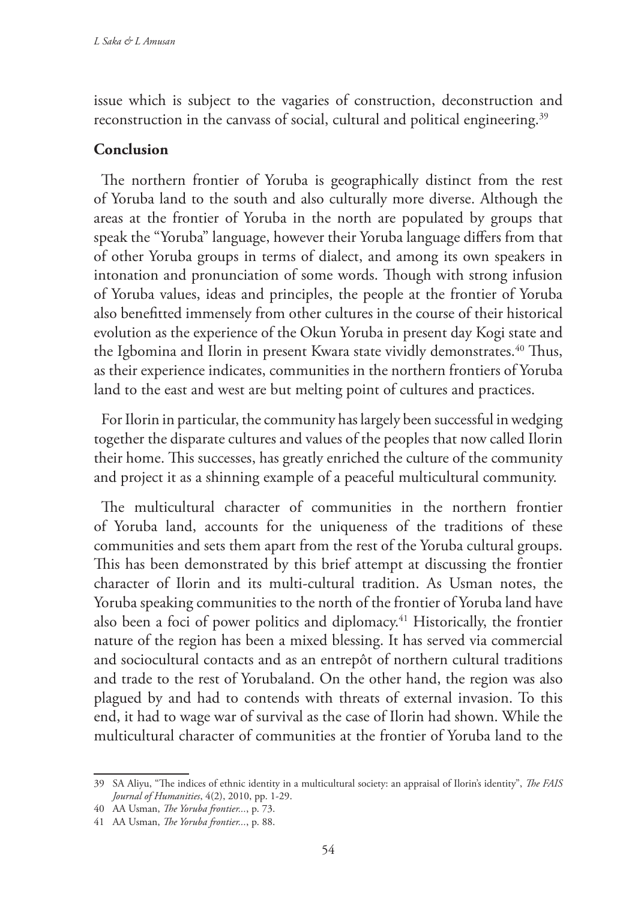issue which is subject to the vagaries of construction, deconstruction and reconstruction in the canvass of social, cultural and political engineering.[39]

## Conclusion

The northern frontier of Yoruba is geographically distinct from the rest of Yoruba land to the south and also culturally more diverse. Although the areas at the frontier of Yoruba in the north are populated by groups that speak the "Yoruba" language, however their Yoruba language differs from that of other Yoruba groups in terms of dialect, and among its own speakers in intonation and pronunciation of some words. Though with strong infusion of Yoruba values, ideas and principles, the people at the frontier of Yoruba also benefitted immensely from other cultures in the course of their historical evolution as the experience of the Okun Yoruba in present day Kogi state and the Igbomina and Ilorin in present Kwara state vividly demonstrates.[40] Thus, as their experience indicates, communities in the northern frontiers of Yoruba land to the east and west are but melting point of cultures and practices.

For Ilorin in particular, the community has largely been successful in wedging together the disparate cultures and values of the peoples that now called Ilorin their home. This successes, has greatly enriched the culture of the community and project it as a shinning example of a peaceful multicultural community.

The multicultural character of communities in the northern frontier of Yoruba land, accounts for the uniqueness of the traditions of these communities and sets them apart from the rest of the Yoruba cultural groups. This has been demonstrated by this brief attempt at discussing the frontier character of Ilorin and its multi-cultural tradition. As Usman notes, the Yoruba speaking communities to the north of the frontier of Yoruba land have also been a foci of power politics and diplomacy.[41] Historically, the frontier nature of the region has been a mixed blessing. It has served via commercial and sociocultural contacts and as an entrepôt of northern cultural traditions and trade to the rest of Yorubaland. On the other hand, the region was also plagued by and had to contends with threats of external invasion. To this end, it had to wage war of survival as the case of Ilorin had shown. While the multicultural character of communities at the frontier of Yoruba land to the

---

39 SA Aliyu, "The indices of ethnic identity in a multicultural society: an appraisal of Ilorin's identity", *The FAIS Journal of Humanities*, 4(2), 2010, pp. 1-29.

40 AA Usman, *The Yoruba frontier...*, p. 73.

41 AA Usman, *The Yoruba frontier...*, p. 88.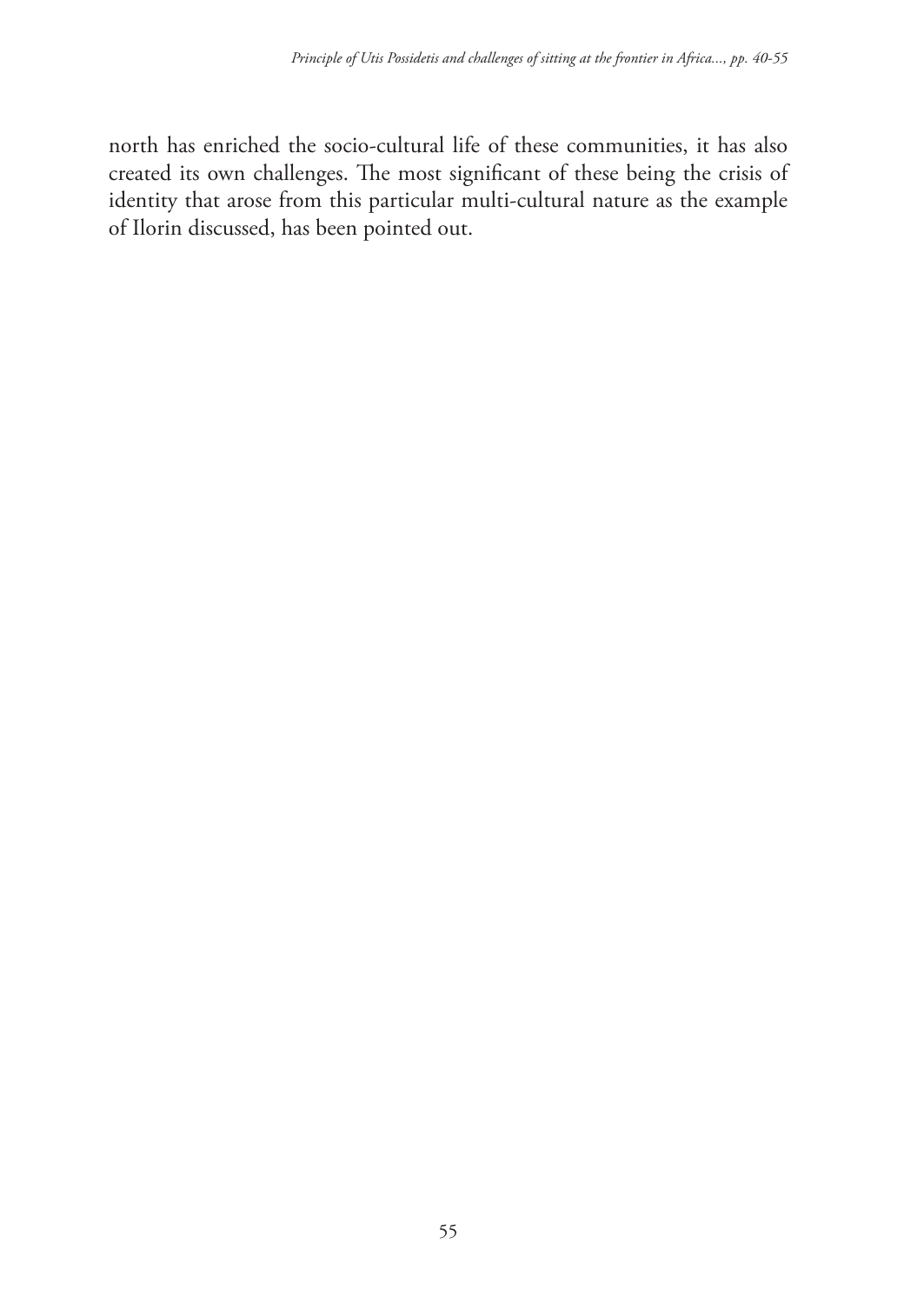north has enriched the socio-cultural life of these communities, it has also created its own challenges. The most significant of these being the crisis of identity that arose from this particular multi-cultural nature as the example of Ilorin discussed, has been pointed out.